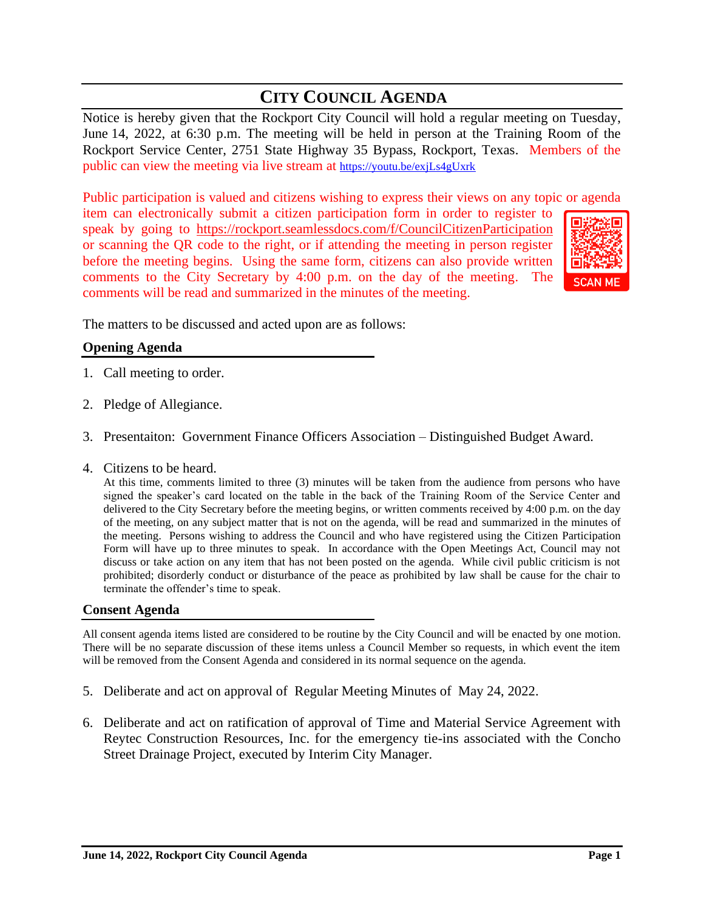# CITY COUNCIL AGENDA

Notice is hereby given that the Rockport City Council will hold a regular meeting on Tuesday, June 14, 2022, at 6:30 p.m. The meeting will be held in person at the Training Room of the Rockport Service Center, 2751 State Highway 35 Bypass, Rockport, Texas. Members of the public can view the meeting via live stream at https://youtu.be/exjLs4gUxrk

Public participation is valued and citizens wishing to express their views on any topic or agenda item can electronically submit a citizen participation form in order to register to speak by going to https://rockport.seamlessdocs.com/f/CouncilCitizenParticipation or scanning the QR code to the right, or if attending the meeting in person register before the meeting begins. Using the same form, citizens can also provide written comments to the City Secretary by 4:00 p.m. on the day of the meeting. The comments will be read and summarized in the minutes of the meeting.

SCAN ME

The matters to be discussed and acted upon are as follows:

## Opening Agenda

1. Call meeting to order.

2. Pledge of Allegiance.

3. Presentaiton: Government Finance Officers Association – Distinguished Budget Award.

4. Citizens to be heard.
   At this time, comments limited to three (3) minutes will be taken from the audience from persons who have signed the speaker's card located on the table in the back of the Training Room of the Service Center and delivered to the City Secretary before the meeting begins, or written comments received by 4:00 p.m. on the day of the meeting, on any subject matter that is not on the agenda, will be read and summarized in the minutes of the meeting. Persons wishing to address the Council and who have registered using the Citizen Participation Form will have up to three minutes to speak. In accordance with the Open Meetings Act, Council may not discuss or take action on any item that has not been posted on the agenda. While civil public criticism is not prohibited; disorderly conduct or disturbance of the peace as prohibited by law shall be cause for the chair to terminate the offender's time to speak.

## Consent Agenda

All consent agenda items listed are considered to be routine by the City Council and will be enacted by one motion. There will be no separate discussion of these items unless a Council Member so requests, in which event the item will be removed from the Consent Agenda and considered in its normal sequence on the agenda.

5. Deliberate and act on approval of Regular Meeting Minutes of May 24, 2022.

6. Deliberate and act on ratification of approval of Time and Material Service Agreement with Reytec Construction Resources, Inc. for the emergency tie-ins associated with the Concho Street Drainage Project, executed by Interim City Manager.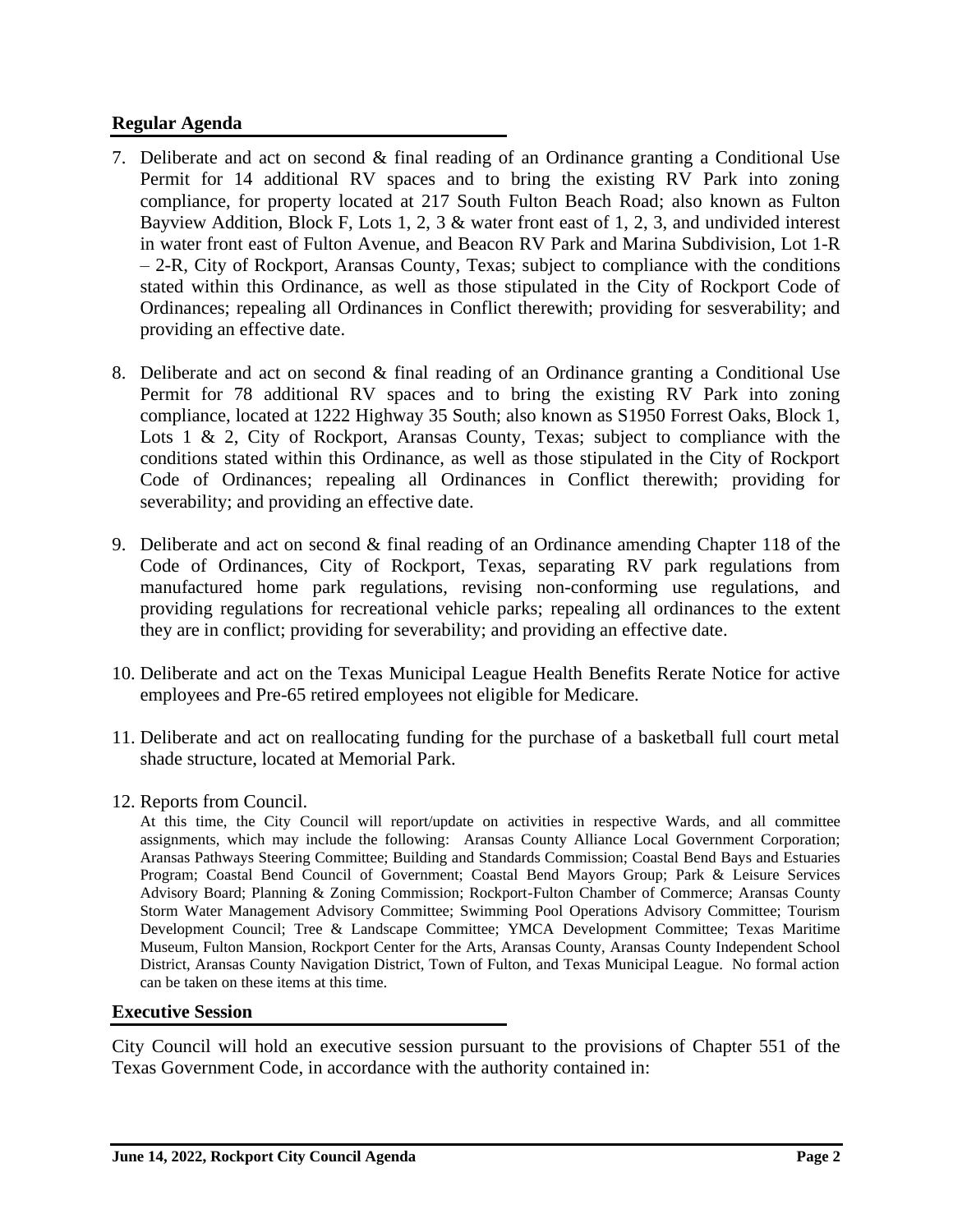## Regular Agenda

7. Deliberate and act on second & final reading of an Ordinance granting a Conditional Use Permit for 14 additional RV spaces and to bring the existing RV Park into zoning compliance, for property located at 217 South Fulton Beach Road; also known as Fulton Bayview Addition, Block F, Lots 1, 2, 3 & water front east of 1, 2, 3, and undivided interest in water front east of Fulton Avenue, and Beacon RV Park and Marina Subdivision, Lot 1-R – 2-R, City of Rockport, Aransas County, Texas; subject to compliance with the conditions stated within this Ordinance, as well as those stipulated in the City of Rockport Code of Ordinances; repealing all Ordinances in Conflict therewith; providing for sesverability; and providing an effective date.

8. Deliberate and act on second & final reading of an Ordinance granting a Conditional Use Permit for 78 additional RV spaces and to bring the existing RV Park into zoning compliance, located at 1222 Highway 35 South; also known as S1950 Forrest Oaks, Block 1, Lots 1 & 2, City of Rockport, Aransas County, Texas; subject to compliance with the conditions stated within this Ordinance, as well as those stipulated in the City of Rockport Code of Ordinances; repealing all Ordinances in Conflict therewith; providing for severability; and providing an effective date.

9. Deliberate and act on second & final reading of an Ordinance amending Chapter 118 of the Code of Ordinances, City of Rockport, Texas, separating RV park regulations from manufactured home park regulations, revising non-conforming use regulations, and providing regulations for recreational vehicle parks; repealing all ordinances to the extent they are in conflict; providing for severability; and providing an effective date.

10. Deliberate and act on the Texas Municipal League Health Benefits Rerate Notice for active employees and Pre-65 retired employees not eligible for Medicare.

11. Deliberate and act on reallocating funding for the purchase of a basketball full court metal shade structure, located at Memorial Park.

12. Reports from Council.

    At this time, the City Council will report/update on activities in respective Wards, and all committee assignments, which may include the following: Aransas County Alliance Local Government Corporation; Aransas Pathways Steering Committee; Building and Standards Commission; Coastal Bend Bays and Estuaries Program; Coastal Bend Council of Government; Coastal Bend Mayors Group; Park & Leisure Services Advisory Board; Planning & Zoning Commission; Rockport-Fulton Chamber of Commerce; Aransas County Storm Water Management Advisory Committee; Swimming Pool Operations Advisory Committee; Tourism Development Council; Tree & Landscape Committee; YMCA Development Committee; Texas Maritime Museum, Fulton Mansion, Rockport Center for the Arts, Aransas County, Aransas County Independent School District, Aransas County Navigation District, Town of Fulton, and Texas Municipal League. No formal action can be taken on these items at this time.

## Executive Session

City Council will hold an executive session pursuant to the provisions of Chapter 551 of the Texas Government Code, in accordance with the authority contained in: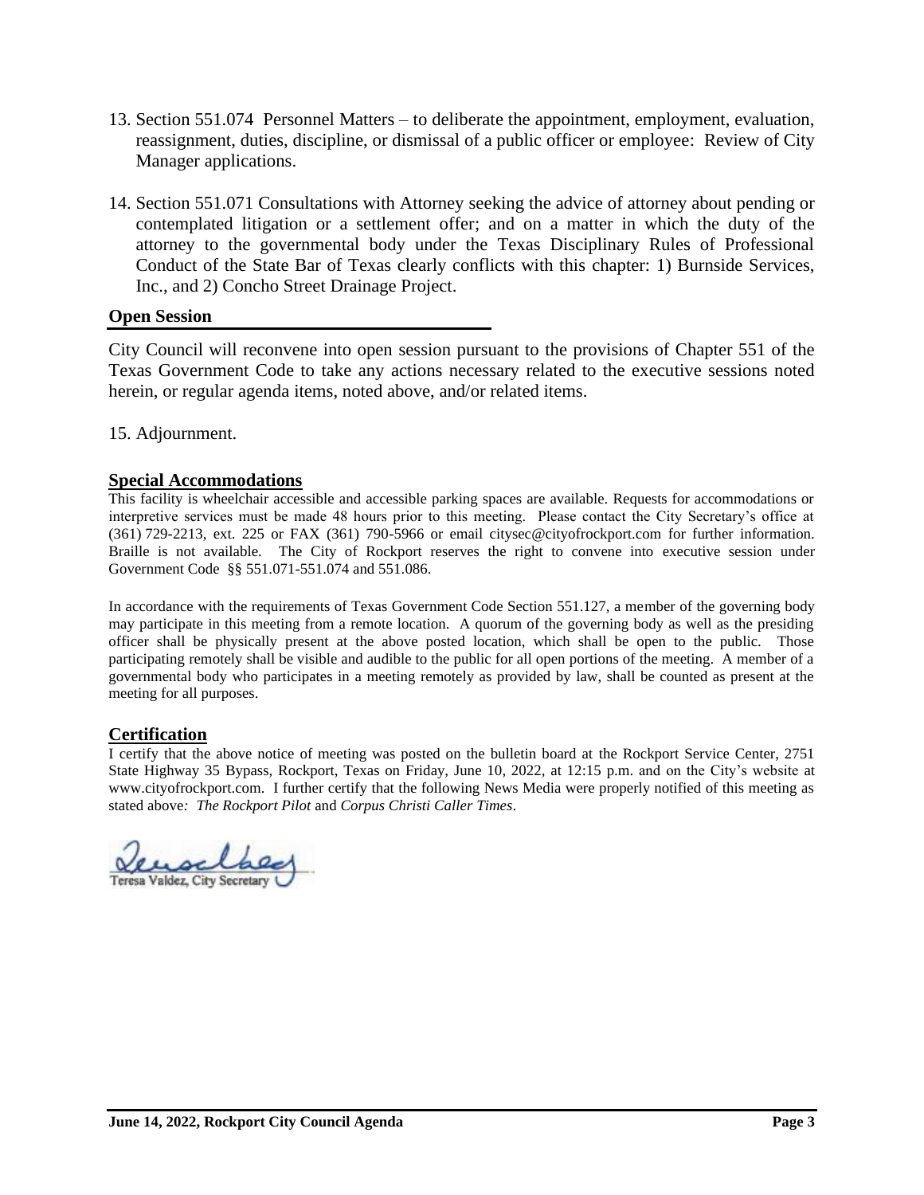13. Section 551.074 Personnel Matters – to deliberate the appointment, employment, evaluation, reassignment, duties, discipline, or dismissal of a public officer or employee: Review of City Manager applications.

14. Section 551.071 Consultations with Attorney seeking the advice of attorney about pending or contemplated litigation or a settlement offer; and on a matter in which the duty of the attorney to the governmental body under the Texas Disciplinary Rules of Professional Conduct of the State Bar of Texas clearly conflicts with this chapter: 1) Burnside Services, Inc., and 2) Concho Street Drainage Project.

**Open Session**

City Council will reconvene into open session pursuant to the provisions of Chapter 551 of the Texas Government Code to take any actions necessary related to the executive sessions noted herein, or regular agenda items, noted above, and/or related items.

15. Adjournment.

**Special Accommodations**

This facility is wheelchair accessible and accessible parking spaces are available. Requests for accommodations or interpretive services must be made 48 hours prior to this meeting. Please contact the City Secretary's office at (361) 729-2213, ext. 225 or FAX (361) 790-5966 or email citysec@cityofrockport.com for further information. Braille is not available. The City of Rockport reserves the right to convene into executive session under Government Code §§ 551.071-551.074 and 551.086.

In accordance with the requirements of Texas Government Code Section 551.127, a member of the governing body may participate in this meeting from a remote location. A quorum of the governing body as well as the presiding officer shall be physically present at the above posted location, which shall be open to the public. Those participating remotely shall be visible and audible to the public for all open portions of the meeting. A member of a governmental body who participates in a meeting remotely as provided by law, shall be counted as present at the meeting for all purposes.

**Certification**

I certify that the above notice of meeting was posted on the bulletin board at the Rockport Service Center, 2751 State Highway 35 Bypass, Rockport, Texas on Friday, June 10, 2022, at 12:15 p.m. and on the City's website at www.cityofrockport.com. I further certify that the following News Media were properly notified of this meeting as stated above: *The Rockport Pilot* and *Corpus Christi Caller Times*.

Teresa Valdez, City Secretary